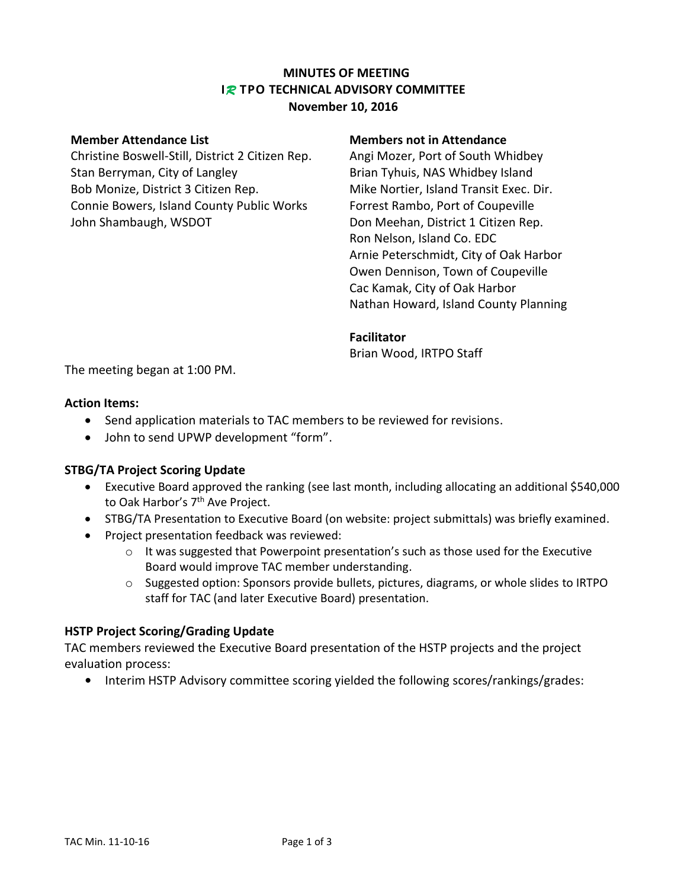# MINUTES OF MEETING
## IRTPO TECHNICAL ADVISORY COMMITTEE
### November 10, 2016

**Member Attendance List**

Christine Boswell-Still, District 2 Citizen Rep.
Stan Berryman, City of Langley
Bob Monize, District 3 Citizen Rep.
Connie Bowers, Island County Public Works
John Shambaugh, WSDOT

**Members not in Attendance**

Angi Mozer, Port of South Whidbey
Brian Tyhuis, NAS Whidbey Island
Mike Nortier, Island Transit Exec. Dir.
Forrest Rambo, Port of Coupeville
Don Meehan, District 1 Citizen Rep.
Ron Nelson, Island Co. EDC
Arnie Peterschmidt, City of Oak Harbor
Owen Dennison, Town of Coupeville
Cac Kamak, City of Oak Harbor
Nathan Howard, Island County Planning

**Facilitator**

Brian Wood, IRTPO Staff

The meeting began at 1:00 PM.

**Action Items:**

- Send application materials to TAC members to be reviewed for revisions.
- John to send UPWP development "form".

**STBG/TA Project Scoring Update**

- Executive Board approved the ranking (see last month, including allocating an additional $540,000 to Oak Harbor's 7th Ave Project.
- STBG/TA Presentation to Executive Board (on website: project submittals) was briefly examined.
- Project presentation feedback was reviewed:
  - It was suggested that Powerpoint presentation's such as those used for the Executive Board would improve TAC member understanding.
  - Suggested option: Sponsors provide bullets, pictures, diagrams, or whole slides to IRTPO staff for TAC (and later Executive Board) presentation.

**HSTP Project Scoring/Grading Update**

TAC members reviewed the Executive Board presentation of the HSTP projects and the project evaluation process:

- Interim HSTP Advisory committee scoring yielded the following scores/rankings/grades: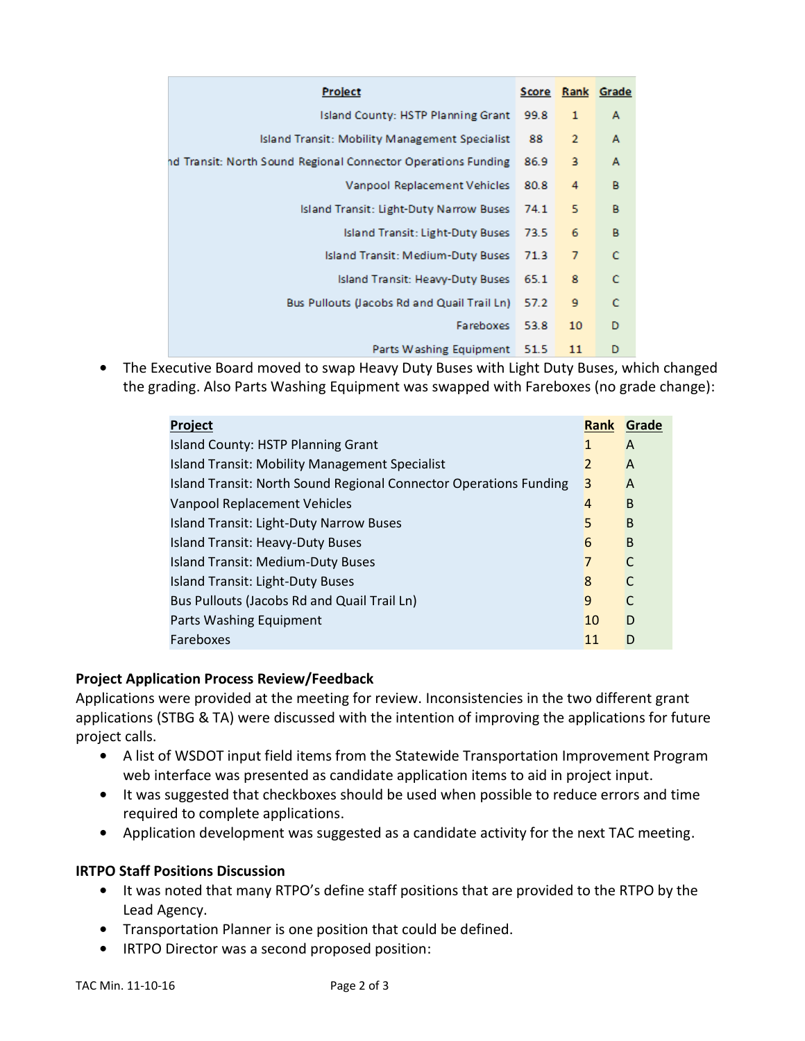| Project | Score | Rank | Grade |
|---|---|---|---|
| Island County: HSTP Planning Grant | 99.8 | 1 | A |
| Island Transit: Mobility Management Specialist | 88 | 2 | A |
| nd Transit: North Sound Regional Connector Operations Funding | 86.9 | 3 | A |
| Vanpool Replacement Vehicles | 80.8 | 4 | B |
| Island Transit: Light-Duty Narrow Buses | 74.1 | 5 | B |
| Island Transit: Light-Duty Buses | 73.5 | 6 | B |
| Island Transit: Medium-Duty Buses | 71.3 | 7 | C |
| Island Transit: Heavy-Duty Buses | 65.1 | 8 | C |
| Bus Pullouts (Jacobs Rd and Quail Trail Ln) | 57.2 | 9 | C |
| Fareboxes | 53.8 | 10 | D |
| Parts Washing Equipment | 51.5 | 11 | D |

- The Executive Board moved to swap Heavy Duty Buses with Light Duty Buses, which changed the grading. Also Parts Washing Equipment was swapped with Fareboxes (no grade change):

| Project | Rank | Grade |
|---|---|---|
| Island County: HSTP Planning Grant | 1 | A |
| Island Transit: Mobility Management Specialist | 2 | A |
| Island Transit: North Sound Regional Connector Operations Funding | 3 | A |
| Vanpool Replacement Vehicles | 4 | B |
| Island Transit: Light-Duty Narrow Buses | 5 | B |
| Island Transit: Heavy-Duty Buses | 6 | B |
| Island Transit: Medium-Duty Buses | 7 | C |
| Island Transit: Light-Duty Buses | 8 | C |
| Bus Pullouts (Jacobs Rd and Quail Trail Ln) | 9 | C |
| Parts Washing Equipment | 10 | D |
| Fareboxes | 11 | D |

**Project Application Process Review/Feedback**

Applications were provided at the meeting for review. Inconsistencies in the two different grant applications (STBG & TA) were discussed with the intention of improving the applications for future project calls.

- A list of WSDOT input field items from the Statewide Transportation Improvement Program web interface was presented as candidate application items to aid in project input.
- It was suggested that checkboxes should be used when possible to reduce errors and time required to complete applications.
- Application development was suggested as a candidate activity for the next TAC meeting.

**IRTPO Staff Positions Discussion**

- It was noted that many RTPO's define staff positions that are provided to the RTPO by the Lead Agency.
- Transportation Planner is one position that could be defined.
- IRTPO Director was a second proposed position: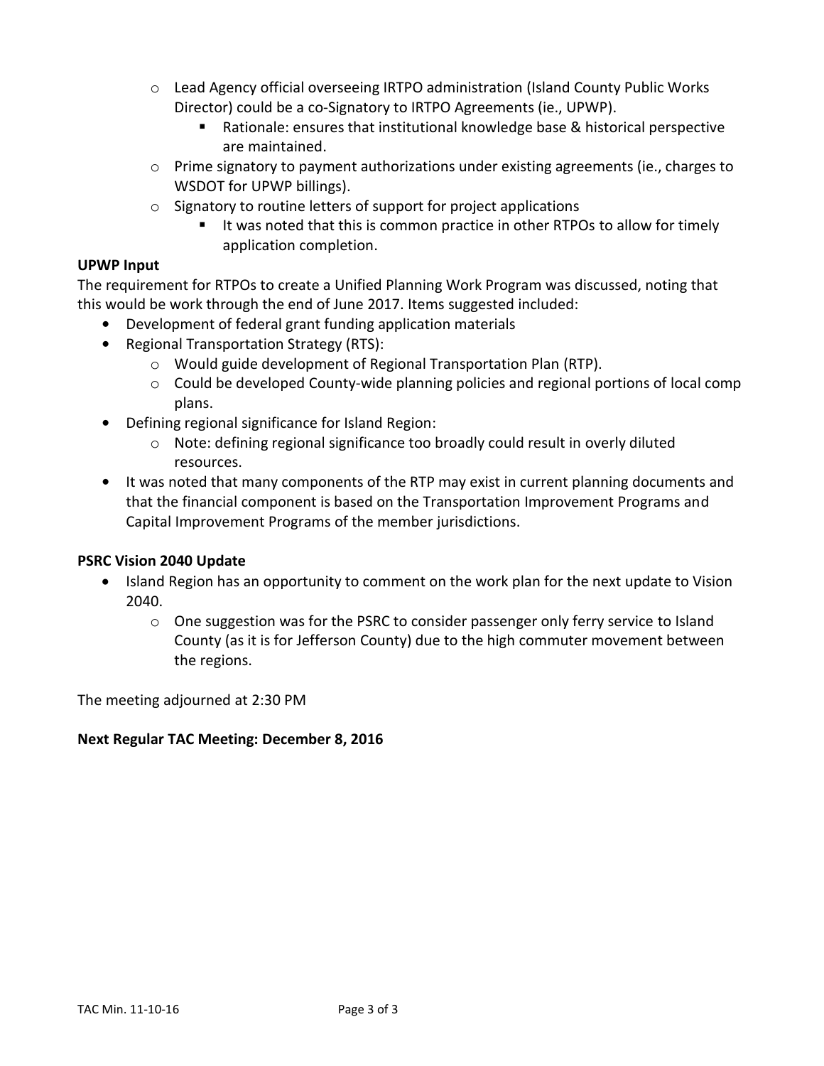- Lead Agency official overseeing IRTPO administration (Island County Public Works Director) could be a co-Signatory to IRTPO Agreements (ie., UPWP).
     - Rationale: ensures that institutional knowledge base & historical perspective are maintained.
   - Prime signatory to payment authorizations under existing agreements (ie., charges to WSDOT for UPWP billings).
   - Signatory to routine letters of support for project applications
     - It was noted that this is common practice in other RTPOs to allow for timely application completion.

**UPWP Input**

The requirement for RTPOs to create a Unified Planning Work Program was discussed, noting that this would be work through the end of June 2017. Items suggested included:

- Development of federal grant funding application materials
- Regional Transportation Strategy (RTS):
  - Would guide development of Regional Transportation Plan (RTP).
  - Could be developed County-wide planning policies and regional portions of local comp plans.
- Defining regional significance for Island Region:
  - Note: defining regional significance too broadly could result in overly diluted resources.
- It was noted that many components of the RTP may exist in current planning documents and that the financial component is based on the Transportation Improvement Programs and Capital Improvement Programs of the member jurisdictions.

**PSRC Vision 2040 Update**

- Island Region has an opportunity to comment on the work plan for the next update to Vision 2040.
  - One suggestion was for the PSRC to consider passenger only ferry service to Island County (as it is for Jefferson County) due to the high commuter movement between the regions.

The meeting adjourned at 2:30 PM

**Next Regular TAC Meeting: December 8, 2016**